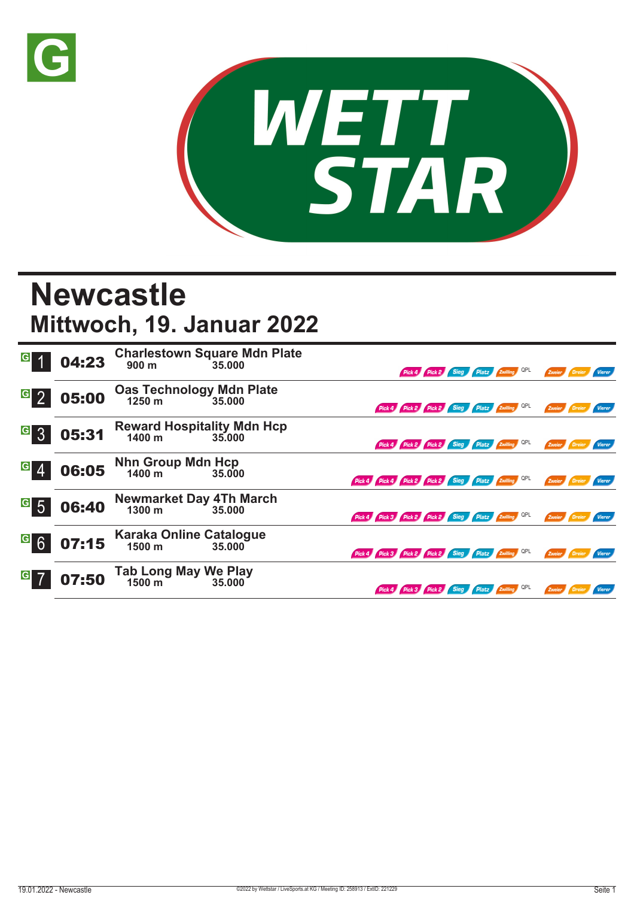G

WETT STAR

# Newcastle

## Mittwoch, 19. Januar 2022

| Rennen | Zeit | Rennen / Distanz / Preisgeld | Wetten |
|---|---|---|---|
| G 1 | 04:23 | **Charlestown Square Mdn Plate** 900 m 35.000 | Pick 4, Pick 2, Sieg, Platz, Zwilling, QPL, Zweier, Dreier, Vierer |
| G 2 | 05:00 | **Oas Technology Mdn Plate** 1250 m 35.000 | Pick 4, Pick 2, Pick 2, Sieg, Platz, Zwilling, QPL, Zweier, Dreier, Vierer |
| G 3 | 05:31 | **Reward Hospitality Mdn Hcp** 1400 m 35.000 | Pick 4, Pick 2, Pick 2, Sieg, Platz, Zwilling, QPL, Zweier, Dreier, Vierer |
| G 4 | 06:05 | **Nhn Group Mdn Hcp** 1400 m 35.000 | Pick 4, Pick 4, Pick 2, Pick 2, Sieg, Platz, Zwilling, QPL, Zweier, Dreier, Vierer |
| G 5 | 06:40 | **Newmarket Day 4Th March** 1300 m 35.000 | Pick 4, Pick 3, Pick 2, Pick 2, Sieg, Platz, Zwilling, QPL, Zweier, Dreier, Vierer |
| G 6 | 07:15 | **Karaka Online Catalogue** 1500 m 35.000 | Pick 4, Pick 3, Pick 2, Pick 2, Sieg, Platz, Zwilling, QPL, Zweier, Dreier, Vierer |
| G 7 | 07:50 | **Tab Long May We Play** 1500 m 35.000 | Pick 4, Pick 3, Pick 2, Sieg, Platz, Zwilling, QPL, Zweier, Dreier, Vierer |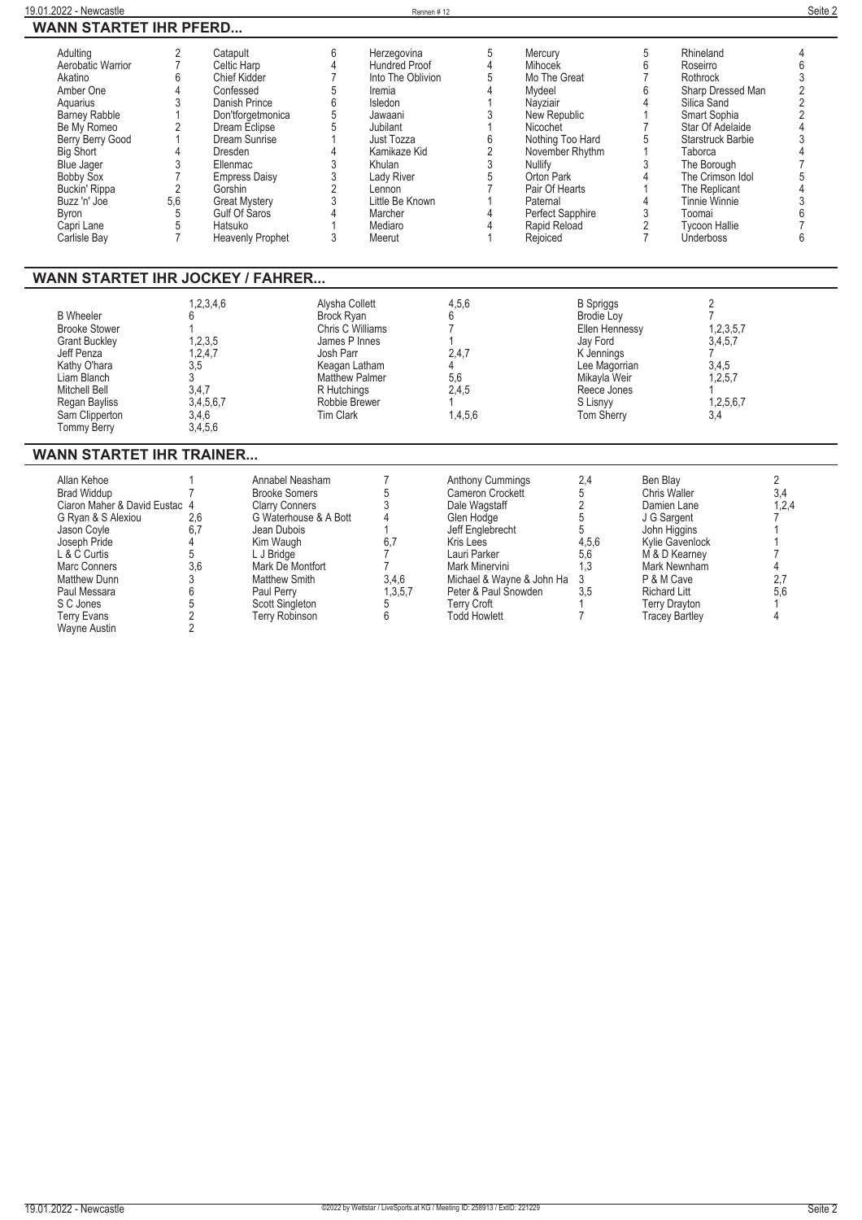## WANN STARTET IHR PFERD...

| Pferd | Rennen | Pferd | Rennen | Pferd | Rennen | Pferd | Rennen | Pferd | Rennen |
|---|---|---|---|---|---|---|---|---|---|
| Adulting | 2 | Catapult | 6 | Herzegovina | 5 | Mercury | 5 | Rhineland | 4 |
| Aerobatic Warrior | 7 | Celtic Harp | 4 | Hundred Proof | 4 | Mihocek | 6 | Roseirro | 6 |
| Akatino | 6 | Chief Kidder | 7 | Into The Oblivion | 5 | Mo The Great | 7 | Rothrock | 3 |
| Amber One | 4 | Confessed | 5 | Iremia | 4 | Mydeel | 6 | Sharp Dressed Man | 2 |
| Aquarius | 3 | Danish Prince | 6 | Isledon | 1 | Nayziair | 4 | Silica Sand | 2 |
| Barney Rabble | 1 | Don'tforgetmonica | 5 | Jawaani | 3 | New Republic | 1 | Smart Sophia | 2 |
| Be My Romeo | 2 | Dream Eclipse | 5 | Jubilant | 1 | Nicochet | 7 | Star Of Adelaide | 4 |
| Berry Berry Good | 1 | Dream Sunrise | 1 | Just Tozza | 6 | Nothing Too Hard | 5 | Starstruck Barbie | 3 |
| Big Short | 4 | Dresden | 4 | Kamikaze Kid | 2 | November Rhythm | 1 | Taborca | 4 |
| Blue Jager | 3 | Ellenmac | 3 | Khulan | 3 | Nullify | 3 | The Borough | 7 |
| Bobby Sox | 7 | Empress Daisy | 3 | Lady River | 5 | Orton Park | 4 | The Crimson Idol | 5 |
| Buckin' Rippa | 2 | Gorshin | 2 | Lennon | 7 | Pair Of Hearts | 1 | The Replicant | 4 |
| Buzz 'n' Joe | 5,6 | Great Mystery | 3 | Little Be Known | 1 | Paternal | 4 | Tinnie Winnie | 3 |
| Byron | 5 | Gulf Of Saros | 4 | Marcher | 4 | Perfect Sapphire | 3 | Toomai | 6 |
| Capri Lane | 5 | Hatsuko | 1 | Mediaro | 4 | Rapid Reload | 2 | Tycoon Hallie | 7 |
| Carlisle Bay | 7 | Heavenly Prophet | 3 | Meerut | 1 | Rejoiced | 7 | Underboss | 6 |

## WANN STARTET IHR JOCKEY / FAHRER...

| Jockey | Rennen | Jockey | Rennen | Jockey | Rennen |
|---|---|---|---|---|---|
|  | 1,2,3,4,6 | Alysha Collett | 4,5,6 | B Spriggs | 2 |
| B Wheeler | 6 | Brock Ryan | 6 | Brodie Loy | 7 |
| Brooke Stower | 1 | Chris C Williams | 7 | Ellen Hennessy | 1,2,3,5,7 |
| Grant Buckley | 1,2,3,5 | James P Innes | 1 | Jay Ford | 3,4,5,7 |
| Jeff Penza | 1,2,4,7 | Josh Parr | 2,4,7 | K Jennings | 7 |
| Kathy O'hara | 3,5 | Keagan Latham | 4 | Lee Magorrian | 3,4,5 |
| Liam Blanch | 3 | Matthew Palmer | 5,6 | Mikayla Weir | 1,2,5,7 |
| Mitchell Bell | 3,4,7 | R Hutchings | 2,4,5 | Reece Jones | 1 |
| Regan Bayliss | 3,4,5,6,7 | Robbie Brewer | 1 | S Lisnyy | 1,2,5,6,7 |
| Sam Clipperton | 3,4,6 | Tim Clark | 1,4,5,6 | Tom Sherry | 3,4 |
| Tommy Berry | 3,4,5,6 | | | | |

## WANN STARTET IHR TRAINER...

| Trainer | Rennen | Trainer | Rennen | Trainer | Rennen | Trainer | Rennen |
|---|---|---|---|---|---|---|---|
| Allan Kehoe | 1 | Annabel Neasham | 7 | Anthony Cummings | 2,4 | Ben Blay | 2 |
| Brad Widdup | 7 | Brooke Somers | 5 | Cameron Crockett | 5 | Chris Waller | 3,4 |
| Ciaron Maher & David Eustac | 4 | Clarry Conners | 3 | Dale Wagstaff | 2 | Damien Lane | 1,2,4 |
| G Ryan & S Alexiou | 2,6 | G Waterhouse & A Bott | 4 | Glen Hodge | 5 | J G Sargent | 7 |
| Jason Coyle | 6,7 | Jean Dubois | 1 | Jeff Englebrecht | 5 | John Higgins | 1 |
| Joseph Pride | 4 | Kim Waugh | 6,7 | Kris Lees | 4,5,6 | Kylie Gavenlock | 1 |
| L & C Curtis | 5 | L J Bridge | 7 | Lauri Parker | 5,6 | M & D Kearney | 7 |
| Marc Conners | 3,6 | Mark De Montfort | 7 | Mark Minervini | 1,3 | Mark Newnham | 4 |
| Matthew Dunn | 3 | Matthew Smith | 3,4,6 | Michael & Wayne & John Ha | 3 | P & M Cave | 2,7 |
| Paul Messara | 6 | Paul Perry | 1,3,5,7 | Peter & Paul Snowden | 3,5 | Richard Litt | 5,6 |
| S C Jones | 5 | Scott Singleton | 5 | Terry Croft | 1 | Terry Drayton | 1 |
| Terry Evans | 2 | Terry Robinson | 6 | Todd Howlett | 7 | Tracey Bartley | 4 |
| Wayne Austin | 2 | | | | | | |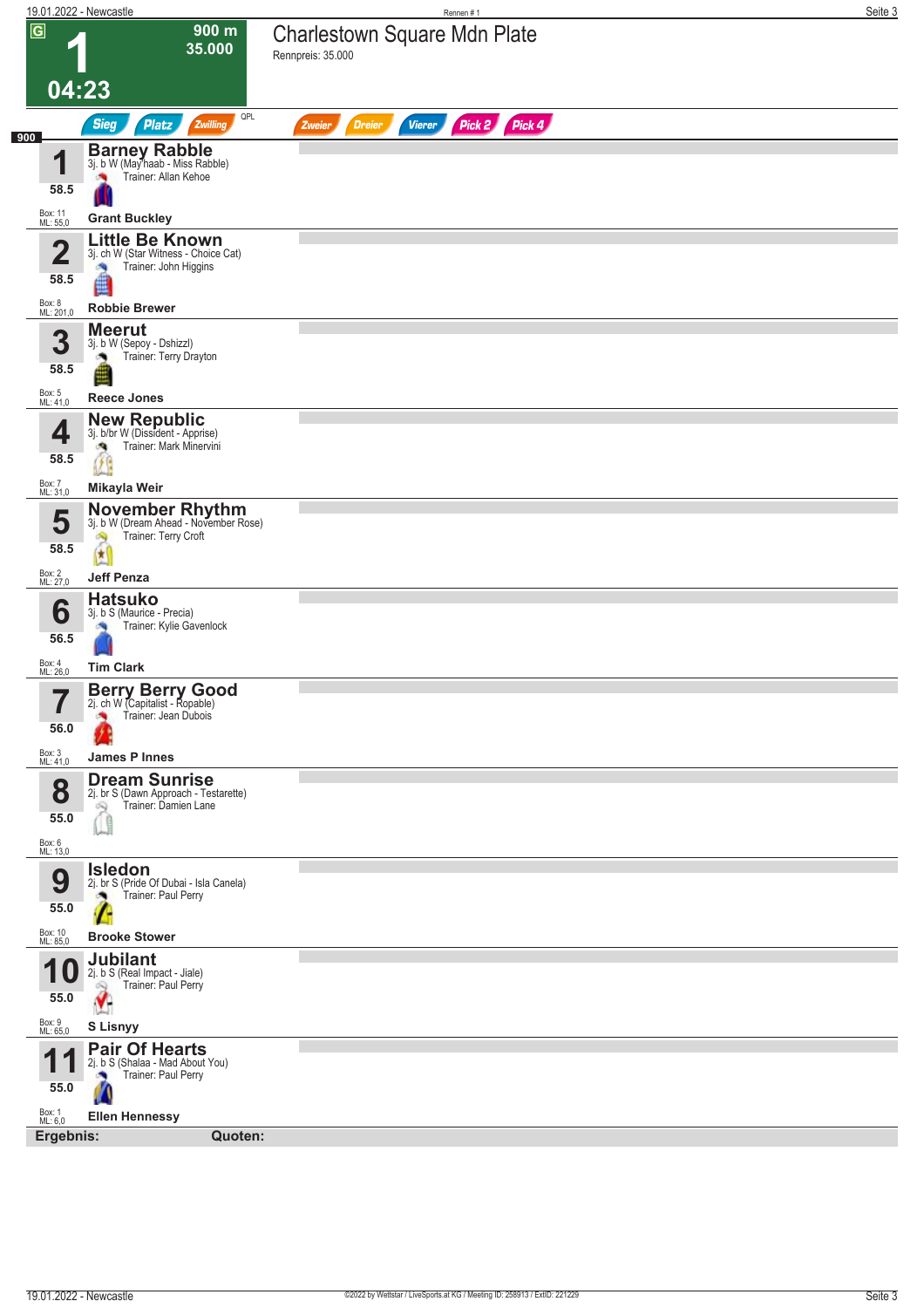# 1 — Charlestown Square Mdn Plate

**900 m** | **35.000** | **04:23**

Rennpreis: 35.000

Sieg | Platz | Zwilling | QPL | Zweier | Dreier | Vierer | Pick 2 | Pick 4

**900**

| Nr. | Gewicht | Pferd | Details | Trainer | Jockey | Box | ML |
|---|---|---|---|---|---|---|---|
| 1 | 58.5 | **Barney Rabble** | 3j. b W (May'haab - Miss Rabble) | Allan Kehoe | **Grant Buckley** | 11 | 55,0 |
| 2 | 58.5 | **Little Be Known** | 3j. ch W (Star Witness - Choice Cat) | John Higgins | **Robbie Brewer** | 8 | 201,0 |
| 3 | 58.5 | **Meerut** | 3j. b W (Sepoy - Dshizzl) | Terry Drayton | **Reece Jones** | 5 | 41,0 |
| 4 | 58.5 | **New Republic** | 3j. b/br W (Dissident - Apprise) | Mark Minervini | **Mikayla Weir** | 7 | 31,0 |
| 5 | 58.5 | **November Rhythm** | 3j. b W (Dream Ahead - November Rose) | Terry Croft | **Jeff Penza** | 2 | 27,0 |
| 6 | 56.5 | **Hatsuko** | 3j. b S (Maurice - Precia) | Kylie Gavenlock | **Tim Clark** | 4 | 26,0 |
| 7 | 56.0 | **Berry Berry Good** | 2j. ch W (Capitalist - Ropable) | Jean Dubois | **James P Innes** | 3 | 41,0 |
| 8 | 55.0 | **Dream Sunrise** | 2j. br S (Dawn Approach - Testarette) | Damien Lane | | 6 | 13,0 |
| 9 | 55.0 | **Isledon** | 2j. br S (Pride Of Dubai - Isla Canela) | Paul Perry | **Brooke Stower** | 10 | 85,0 |
| 10 | 55.0 | **Jubilant** | 2j. b S (Real Impact - Jiale) | Paul Perry | **S Lisnyy** | 9 | 65,0 |
| 11 | 55.0 | **Pair Of Hearts** | 2j. b S (Shalaa - Mad About You) | Paul Perry | **Ellen Hennessy** | 1 | 6,0 |

**Ergebnis:** **Quoten:**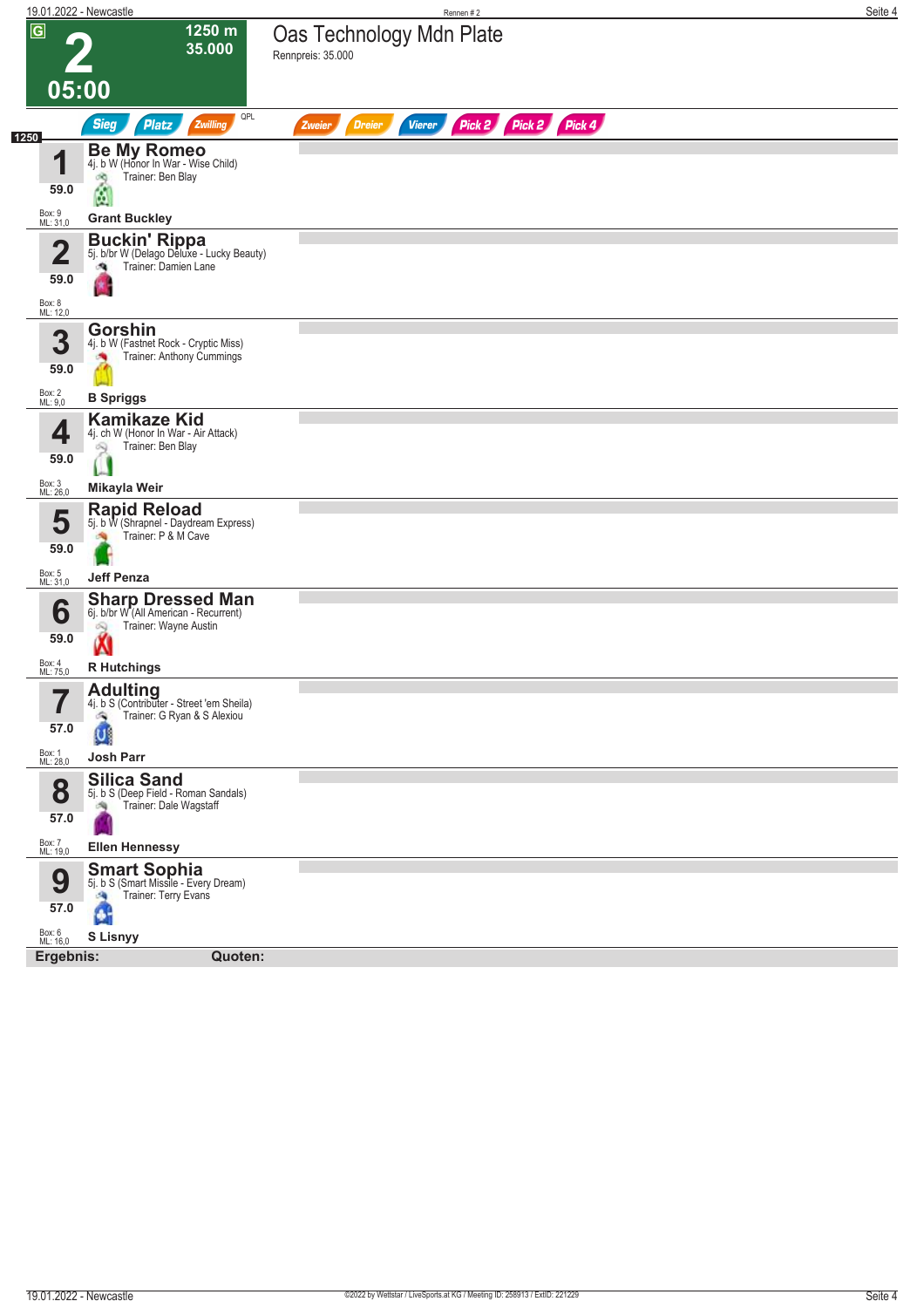# 2

**1250 m**
**35.000**

**05:00**

## Oas Technology Mdn Plate

Rennpreis: 35.000

Sieg | Platz | Zwilling | QPL | Zweier | Dreier | Vierer | Pick 2 | Pick 2 | Pick 4

1250

| Nr. | Pferd | Box / ML | Gewicht | Jockey |
|---|---|---|---|---|
| 1 | **Be My Romeo**<br>4j. b W (Honor In War - Wise Child)<br>Trainer: Ben Blay | Box: 9<br>ML: 31,0 | 59.0 | **Grant Buckley** |
| 2 | **Buckin' Rippa**<br>5j. b/br W (Delago Deluxe - Lucky Beauty)<br>Trainer: Damien Lane | Box: 8<br>ML: 12,0 | 59.0 | |
| 3 | **Gorshin**<br>4j. b W (Fastnet Rock - Cryptic Miss)<br>Trainer: Anthony Cummings | Box: 2<br>ML: 9,0 | 59.0 | **B Spriggs** |
| 4 | **Kamikaze Kid**<br>4j. ch W (Honor In War - Air Attack)<br>Trainer: Ben Blay | Box: 3<br>ML: 26,0 | 59.0 | **Mikayla Weir** |
| 5 | **Rapid Reload**<br>5j. b W (Shrapnel - Daydream Express)<br>Trainer: P & M Cave | Box: 5<br>ML: 31,0 | 59.0 | **Jeff Penza** |
| 6 | **Sharp Dressed Man**<br>6j. b/br W (All American - Recurrent)<br>Trainer: Wayne Austin | Box: 4<br>ML: 75,0 | 59.0 | **R Hutchings** |
| 7 | **Adulting**<br>4j. b S (Contributer - Street 'em Sheila)<br>Trainer: G Ryan & S Alexiou | Box: 1<br>ML: 28,0 | 57.0 | **Josh Parr** |
| 8 | **Silica Sand**<br>5j. b S (Deep Field - Roman Sandals)<br>Trainer: Dale Wagstaff | Box: 7<br>ML: 19,0 | 57.0 | **Ellen Hennessy** |
| 9 | **Smart Sophia**<br>5j. b S (Smart Missile - Every Dream)<br>Trainer: Terry Evans | Box: 6<br>ML: 16,0 | 57.0 | **S Lisnyy** |

**Ergebnis:** **Quoten:**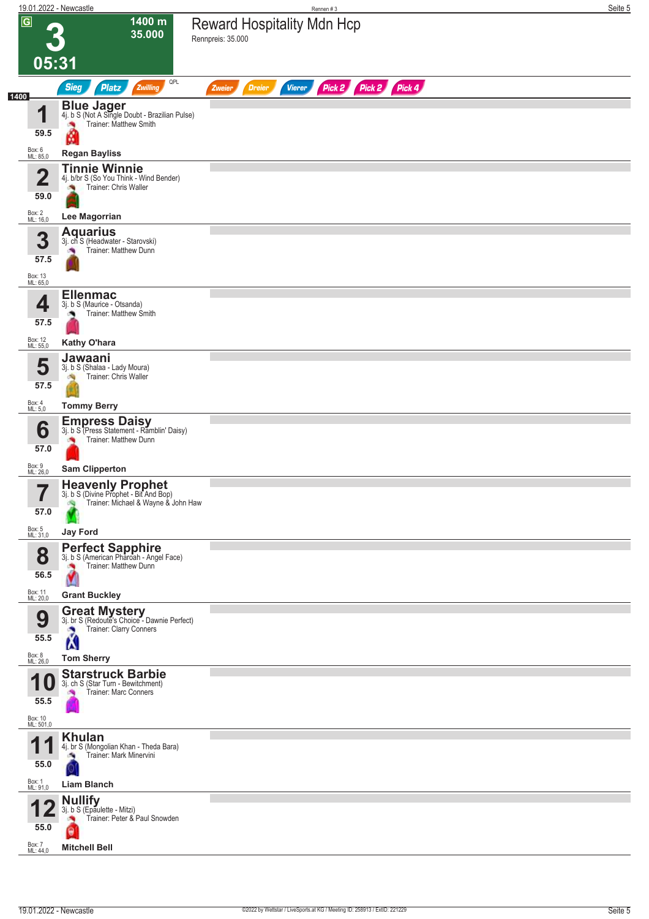# 3 — Reward Hospitality Mdn Hcp

**05:31** | 1400 m | 35.000 | G

Rennpreis: 35.000

Sieg | Platz | Zwilling | QPL | Zweier | Dreier | Vierer | Pick 2 | Pick 2 | Pick 4

**1400**

| Nr. | Gewicht | Pferd | Abstammung | Trainer | Jockey | Box | ML |
|---|---|---|---|---|---|---|---|
| 1 | 59.5 | **Blue Jager** | 4j. b S (Not A Single Doubt - Brazilian Pulse) | Matthew Smith | Regan Bayliss | 6 | 85,0 |
| 2 | 59.0 | **Tinnie Winnie** | 4j. b/br S (So You Think - Wind Bender) | Chris Waller | Lee Magorrian | 2 | 16,0 |
| 3 | 57.5 | **Aquarius** | 3j. ch S (Headwater - Starovski) | Matthew Dunn | | 13 | 65,0 |
| 4 | 57.5 | **Ellenmac** | 3j. b S (Maurice - Otsanda) | Matthew Smith | Kathy O'hara | 12 | 55,0 |
| 5 | 57.5 | **Jawaani** | 3j. b S (Shalaa - Lady Moura) | Chris Waller | Tommy Berry | 4 | 5,0 |
| 6 | 57.0 | **Empress Daisy** | 3j. b S (Press Statement - Ramblin' Daisy) | Matthew Dunn | Sam Clipperton | 9 | 26,0 |
| 7 | 57.0 | **Heavenly Prophet** | 3j. b S (Divine Prophet - Bit And Bop) | Michael & Wayne & John Haw | Jay Ford | 5 | 31,0 |
| 8 | 56.5 | **Perfect Sapphire** | 3j. b S (American Pharoah - Angel Face) | Matthew Dunn | Grant Buckley | 11 | 20,0 |
| 9 | 55.5 | **Great Mystery** | 3j. br S (Redoute's Choice - Dawnie Perfect) | Clarry Conners | Tom Sherry | 8 | 26,0 |
| 10 | 55.5 | **Starstruck Barbie** | 3j. ch S (Star Turn - Bewitchment) | Marc Conners | | 10 | 501,0 |
| 11 | 55.0 | **Khulan** | 4j. br S (Mongolian Khan - Theda Bara) | Mark Minervini | Liam Blanch | 1 | 91,0 |
| 12 | 55.0 | **Nullify** | 3j. b S (Epaulette - Mitzi) | Peter & Paul Snowden | Mitchell Bell | 7 | 44,0 |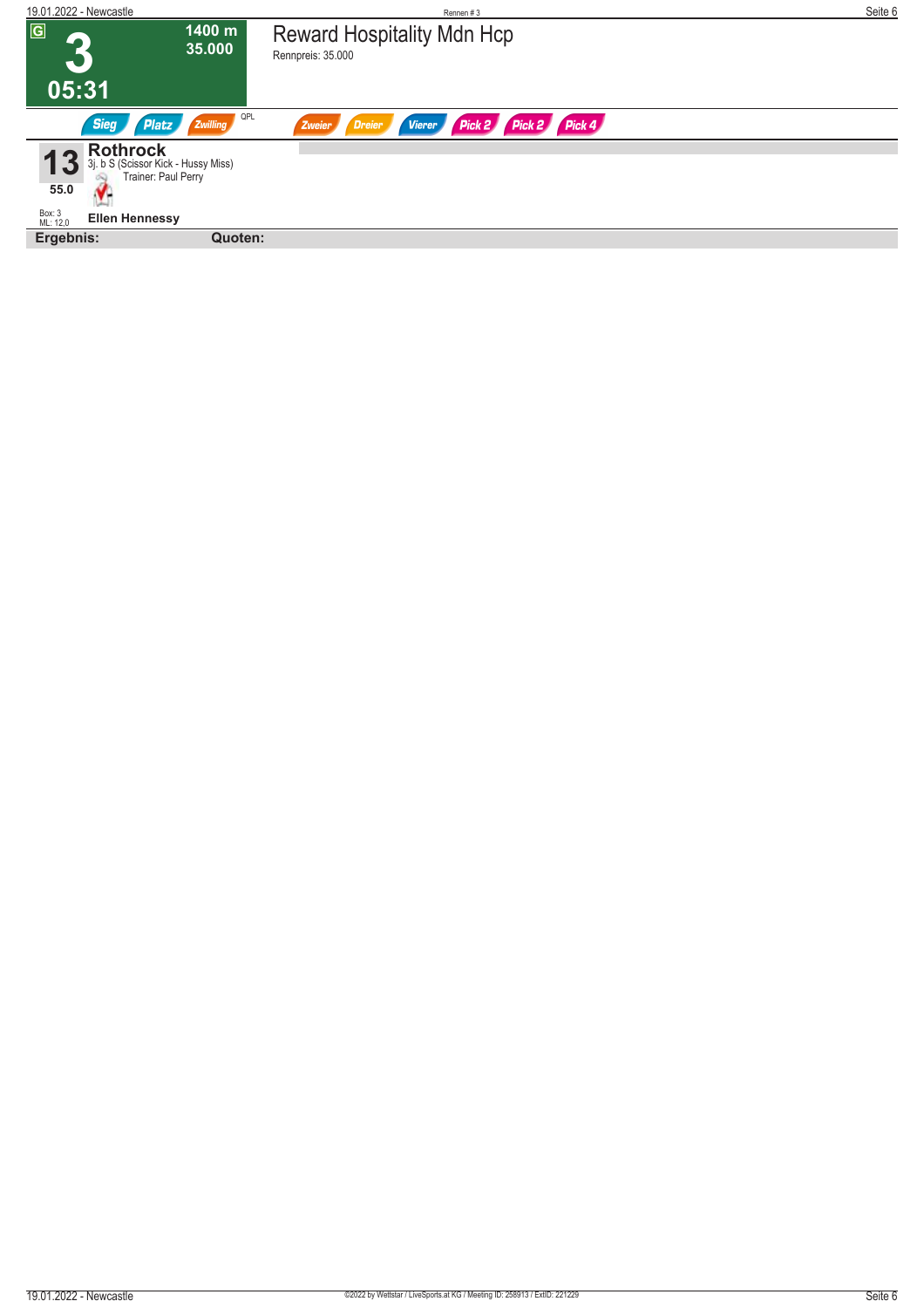# 3

**1400 m**
**35.000**

**05:31**

## Reward Hospitality Mdn Hcp

Rennpreis: 35.000

Sieg | Platz | Zwilling | QPL | Zweier | Dreier | Vierer | Pick 2 | Pick 2 | Pick 4

**13** **Rothrock**
3j. b S (Scissor Kick - Hussy Miss)
Trainer: Paul Perry

**55.0**

Box: 3
ML: 12,0

**Ellen Hennessy**

**Ergebnis:** **Quoten:**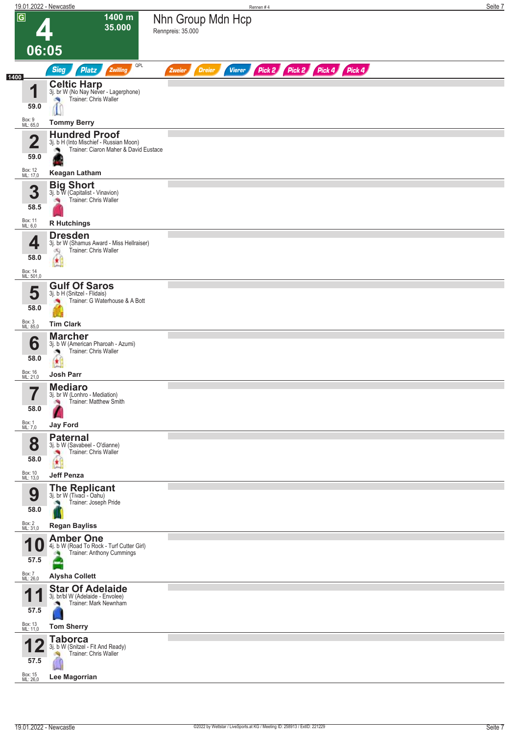# 4 — Nhn Group Mdn Hcp

**1400 m** | **35.000** | **06:05**

Rennpreis: 35.000

Sieg | Platz | Zwilling | QPL | Zweier | Dreier | Vierer | Pick 2 | Pick 2 | Pick 4 | Pick 4

**1400**

| Nr. | Gewicht | Pferd | Details | Trainer | Jockey | Box | ML |
|---|---|---|---|---|---|---|---|
| 1 | 59.0 | **Celtic Harp** | 3j. br W (No Nay Never - Lagerphone) | Chris Waller | Tommy Berry | 9 | 65,0 |
| 2 | 59.0 | **Hundred Proof** | 3j. b H (Into Mischief - Russian Moon) | Ciaron Maher & David Eustace | Keagan Latham | 12 | 17,0 |
| 3 | 58.5 | **Big Short** | 3j. b W (Capitalist - Vinavion) | Chris Waller | R Hutchings | 11 | 6,0 |
| 4 | 58.0 | **Dresden** | 3j. br W (Shamus Award - Miss Hellraiser) | Chris Waller | | 14 | 501,0 |
| 5 | 58.0 | **Gulf Of Saros** | 3j. b H (Snitzel - Flidais) | G Waterhouse & A Bott | Tim Clark | 3 | 85,0 |
| 6 | 58.0 | **Marcher** | 3j. b W (American Pharoah - Azumi) | Chris Waller | Josh Parr | 16 | 21,0 |
| 7 | 58.0 | **Mediaro** | 3j. br W (Lonhro - Mediation) | Matthew Smith | Jay Ford | 1 | 7,0 |
| 8 | 58.0 | **Paternal** | 3j. b W (Savabeel - O'dianne) | Chris Waller | Jeff Penza | 10 | 13,0 |
| 9 | 58.0 | **The Replicant** | 3j. br W (Tivaci - Oahu) | Joseph Pride | Regan Bayliss | 2 | 31,0 |
| 10 | 57.5 | **Amber One** | 4j. b W (Road To Rock - Turf Cutter Girl) | Anthony Cummings | Alysha Collett | 7 | 26,0 |
| 11 | 57.5 | **Star Of Adelaide** | 3j. br/bl W (Adelaide - Envolee) | Mark Newnham | Tom Sherry | 13 | 11,0 |
| 12 | 57.5 | **Taborca** | 3j. b W (Snitzel - Fit And Ready) | Chris Waller | Lee Magorrian | 15 | 26,0 |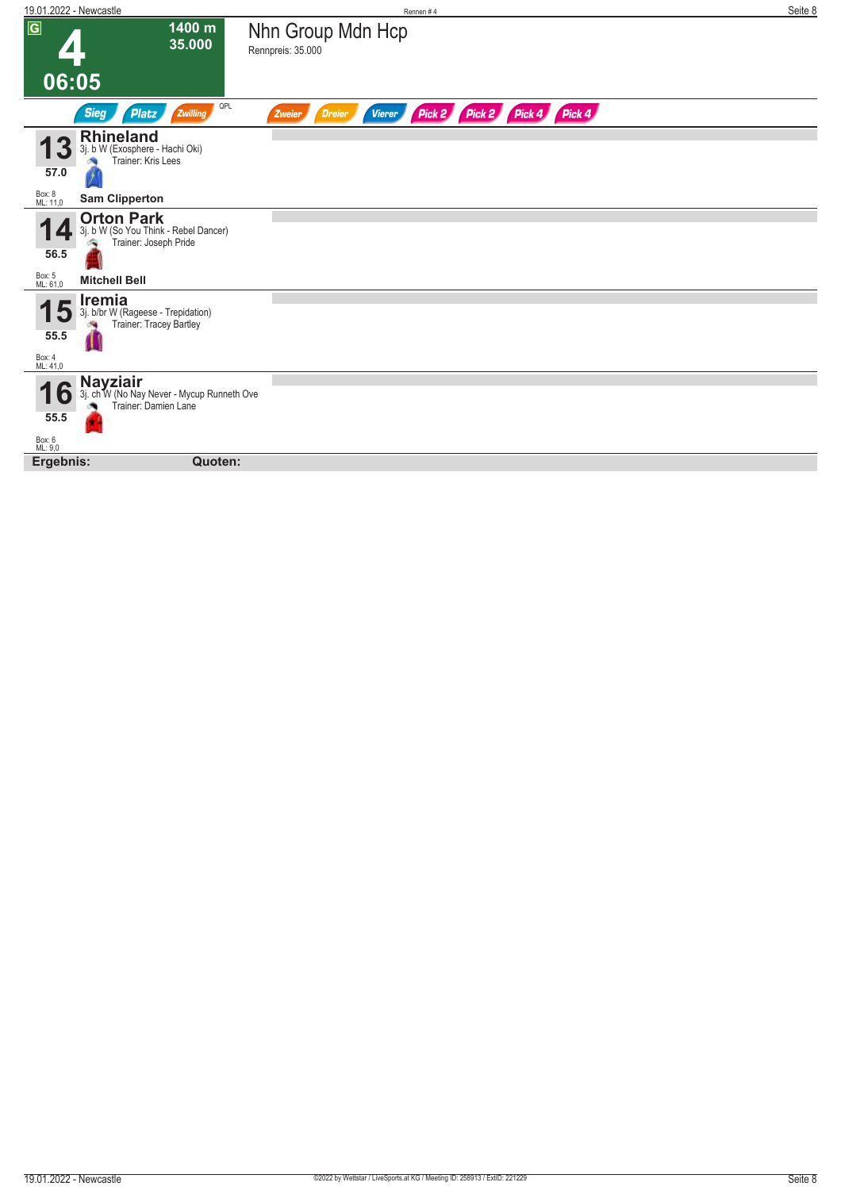# 4

**1400 m**
**35.000**

**06:05**

## Nhn Group Mdn Hcp

Rennpreis: 35.000

Sieg | Platz | Zwilling | QPL | Zweier | Dreier | Vierer | Pick 2 | Pick 2 | Pick 4 | Pick 4

---

**13** **Rhineland**
3j. b W (Exosphere - Hachi Oki)
Trainer: Kris Lees
57.0
Box: 8
ML: 11,0
**Sam Clipperton**

---

**14** **Orton Park**
3j. b W (So You Think - Rebel Dancer)
Trainer: Joseph Pride
56.5
Box: 5
ML: 61,0
**Mitchell Bell**

---

**15** **Iremia**
3j. b/br W (Rageese - Trepidation)
Trainer: Tracey Bartley
55.5
Box: 4
ML: 41,0

---

**16** **Nayziair**
3j. ch W (No Nay Never - Mycup Runneth Ove
Trainer: Damien Lane
55.5
Box: 6
ML: 9,0

---

**Ergebnis:** **Quoten:**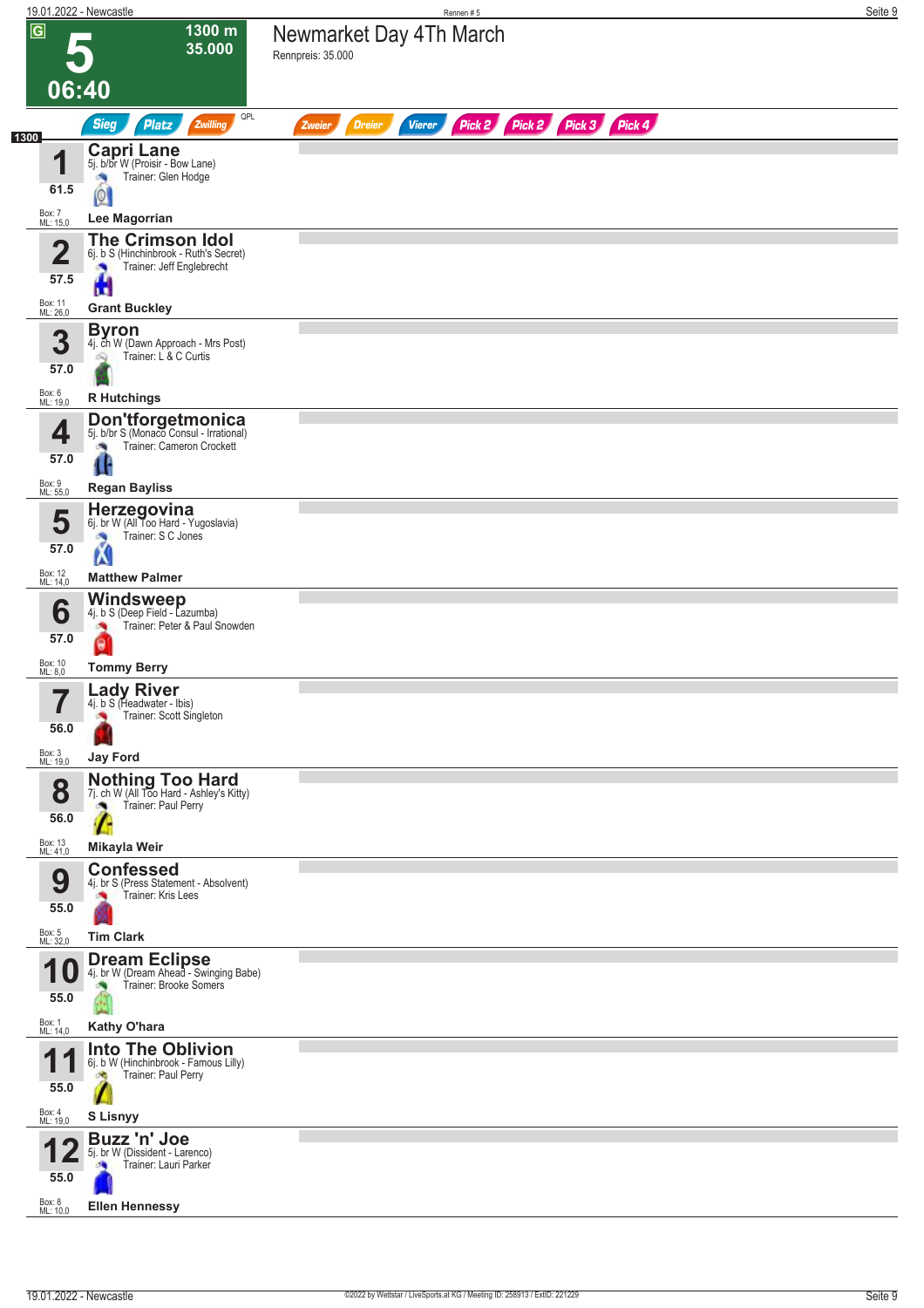# Newmarket Day 4Th March

Rennpreis: 35.000

**5** — 06:40 — 1300 m — 35.000

Sieg | Platz | Zwilling | QPL | Zweier | Dreier | Vierer | Pick 2 | Pick 2 | Pick 3 | Pick 4

1300

| Nr. | Gewicht | Pferd | Details | Trainer | Jockey | Box | ML |
|---|---|---|---|---|---|---|---|
| 1 | 61.5 | Capri Lane | 5j. b/br W (Proisir - Bow Lane) | Glen Hodge | Lee Magorrian | 7 | 15,0 |
| 2 | 57.5 | The Crimson Idol | 6j. b S (Hinchinbrook - Ruth's Secret) | Jeff Englebrecht | Grant Buckley | 11 | 26,0 |
| 3 | 57.0 | Byron | 4j. ch W (Dawn Approach - Mrs Post) | L & C Curtis | R Hutchings | 6 | 19,0 |
| 4 | 57.0 | Don'tforgetmonica | 5j. b/br S (Monaco Consul - Irrational) | Cameron Crockett | Regan Bayliss | 9 | 55,0 |
| 5 | 57.0 | Herzegovina | 6j. br W (All Too Hard - Yugoslavia) | S C Jones | Matthew Palmer | 12 | 14,0 |
| 6 | 57.0 | Windsweep | 4j. b S (Deep Field - Lazumba) | Peter & Paul Snowden | Tommy Berry | 10 | 8,0 |
| 7 | 56.0 | Lady River | 4j. b S (Headwater - Ibis) | Scott Singleton | Jay Ford | 3 | 19,0 |
| 8 | 56.0 | Nothing Too Hard | 7j. ch W (All Too Hard - Ashley's Kitty) | Paul Perry | Mikayla Weir | 13 | 41,0 |
| 9 | 55.0 | Confessed | 4j. br S (Press Statement - Absolvent) | Kris Lees | Tim Clark | 5 | 32,0 |
| 10 | 55.0 | Dream Eclipse | 4j. br W (Dream Ahead - Swinging Babe) | Brooke Somers | Kathy O'hara | 1 | 14,0 |
| 11 | 55.0 | Into The Oblivion | 6j. b W (Hinchinbrook - Famous Lilly) | Paul Perry | S Lisnyy | 4 | 19,0 |
| 12 | 55.0 | Buzz 'n' Joe | 5j. br W (Dissident - Larenco) | Lauri Parker | Ellen Hennessy | 8 | 10,0 |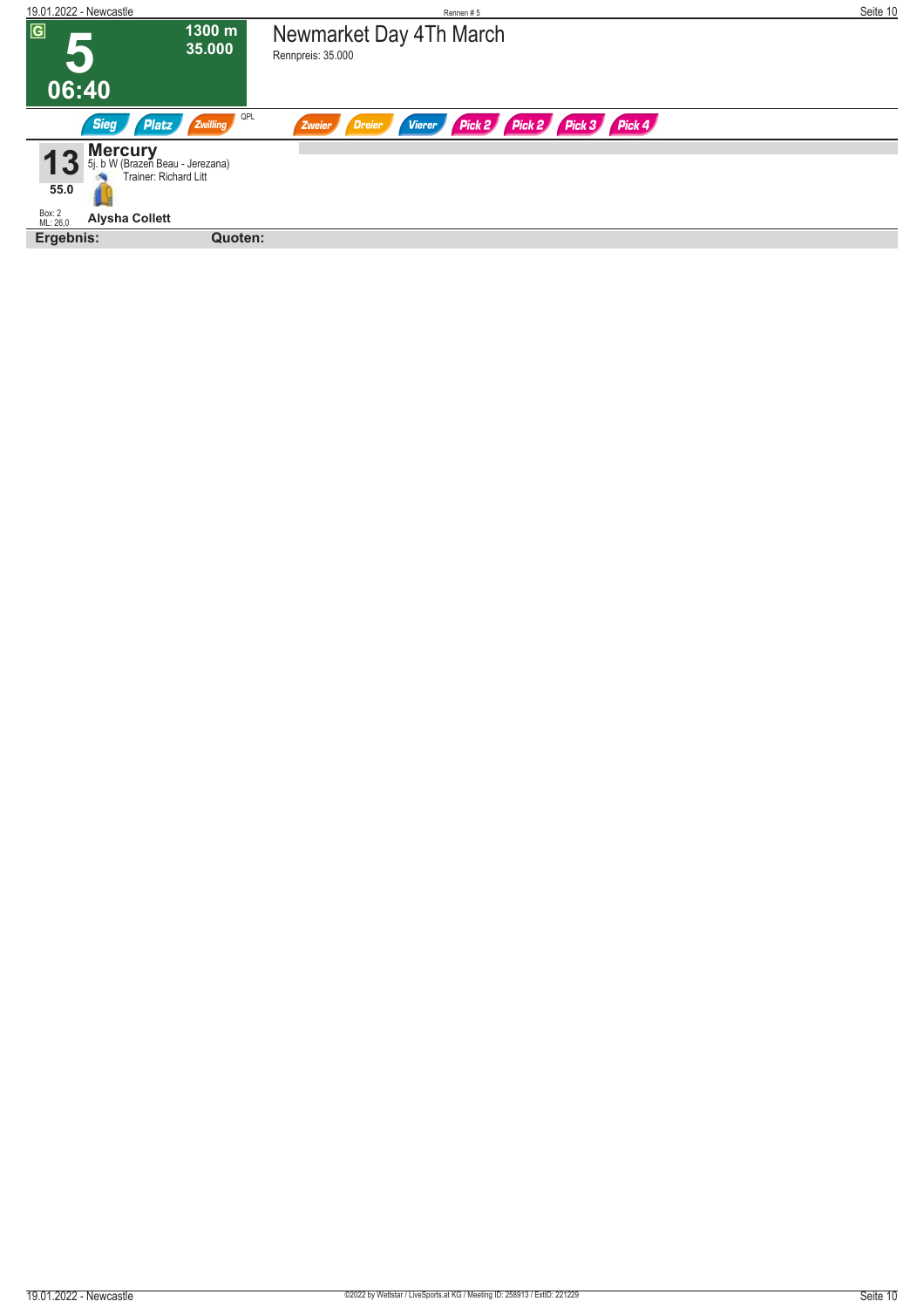Rennen # 5

**G**

# 5

**06:40**

**1300 m**
**35.000**

## Newmarket Day 4Th March

Rennpreis: 35.000

Sieg | Platz | Zwilling | QPL | Zweier | Dreier | Vierer | Pick 2 | Pick 2 | Pick 3 | Pick 4

**13** **Mercury**
5j. b W (Brazen Beau - Jerezana)
Trainer: Richard Litt

**55.0**

Box: 2
ML: 26,0

**Alysha Collett**

**Ergebnis:** **Quoten:**

©2022 by Wettstar / LiveSports.at KG / Meeting ID: 258913 / ExtID: 221229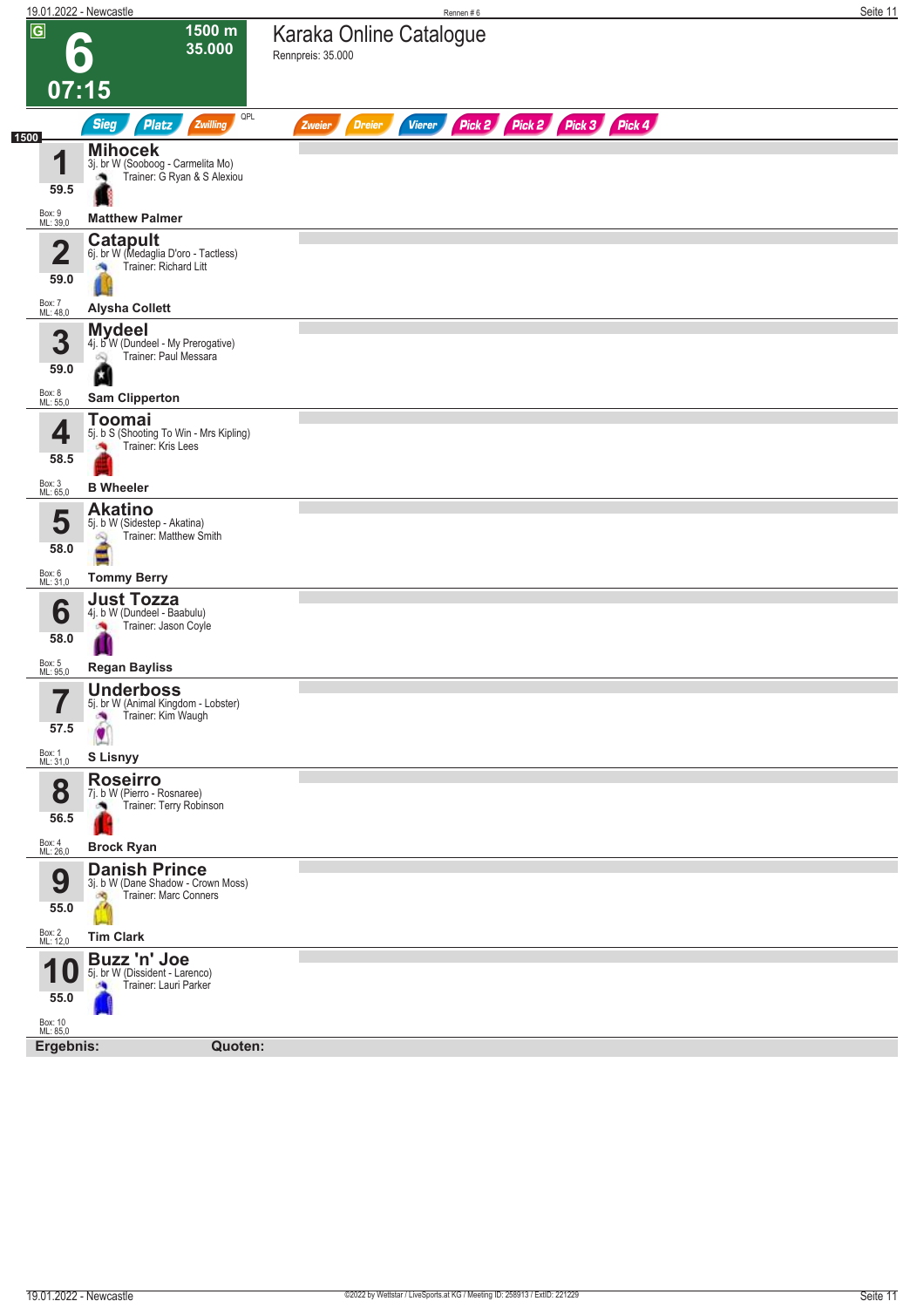# 6 — 07:15

**1500 m — 35.000**

## Karaka Online Catalogue

Rennpreis: 35.000

Sieg | Platz | Zwilling | QPL | Zweier | Dreier | Vierer | Pick 2 | Pick 2 | Pick 3 | Pick 4

1500

| Nr. | Gewicht | Pferd | Details | Trainer | Jockey | Box | ML |
|---|---|---|---|---|---|---|---|
| 1 | 59.5 | **Mihocek** | 3j. br W (Sooboog - Carmelita Mo) | G Ryan & S Alexiou | Matthew Palmer | 9 | 39,0 |
| 2 | 59.0 | **Catapult** | 6j. br W (Medaglia D'oro - Tactless) | Richard Litt | Alysha Collett | 7 | 48,0 |
| 3 | 59.0 | **Mydeel** | 4j. b W (Dundeel - My Prerogative) | Paul Messara | Sam Clipperton | 8 | 55,0 |
| 4 | 58.5 | **Toomai** | 5j. b S (Shooting To Win - Mrs Kipling) | Kris Lees | B Wheeler | 3 | 65,0 |
| 5 | 58.0 | **Akatino** | 5j. b W (Sidestep - Akatina) | Matthew Smith | Tommy Berry | 6 | 31,0 |
| 6 | 58.0 | **Just Tozza** | 4j. b W (Dundeel - Baabulu) | Jason Coyle | Regan Bayliss | 5 | 95,0 |
| 7 | 57.5 | **Underboss** | 5j. br W (Animal Kingdom - Lobster) | Kim Waugh | S Lisnyy | 1 | 31,0 |
| 8 | 56.5 | **Roseirro** | 7j. b W (Pierro - Rosnaree) | Terry Robinson | Brock Ryan | 4 | 26,0 |
| 9 | 55.0 | **Danish Prince** | 3j. b W (Dane Shadow - Crown Moss) | Marc Conners | Tim Clark | 2 | 12,0 |
| 10 | 55.0 | **Buzz 'n' Joe** | 5j. br W (Dissident - Larenco) | Lauri Parker | | 10 | 85,0 |

**Ergebnis:** **Quoten:**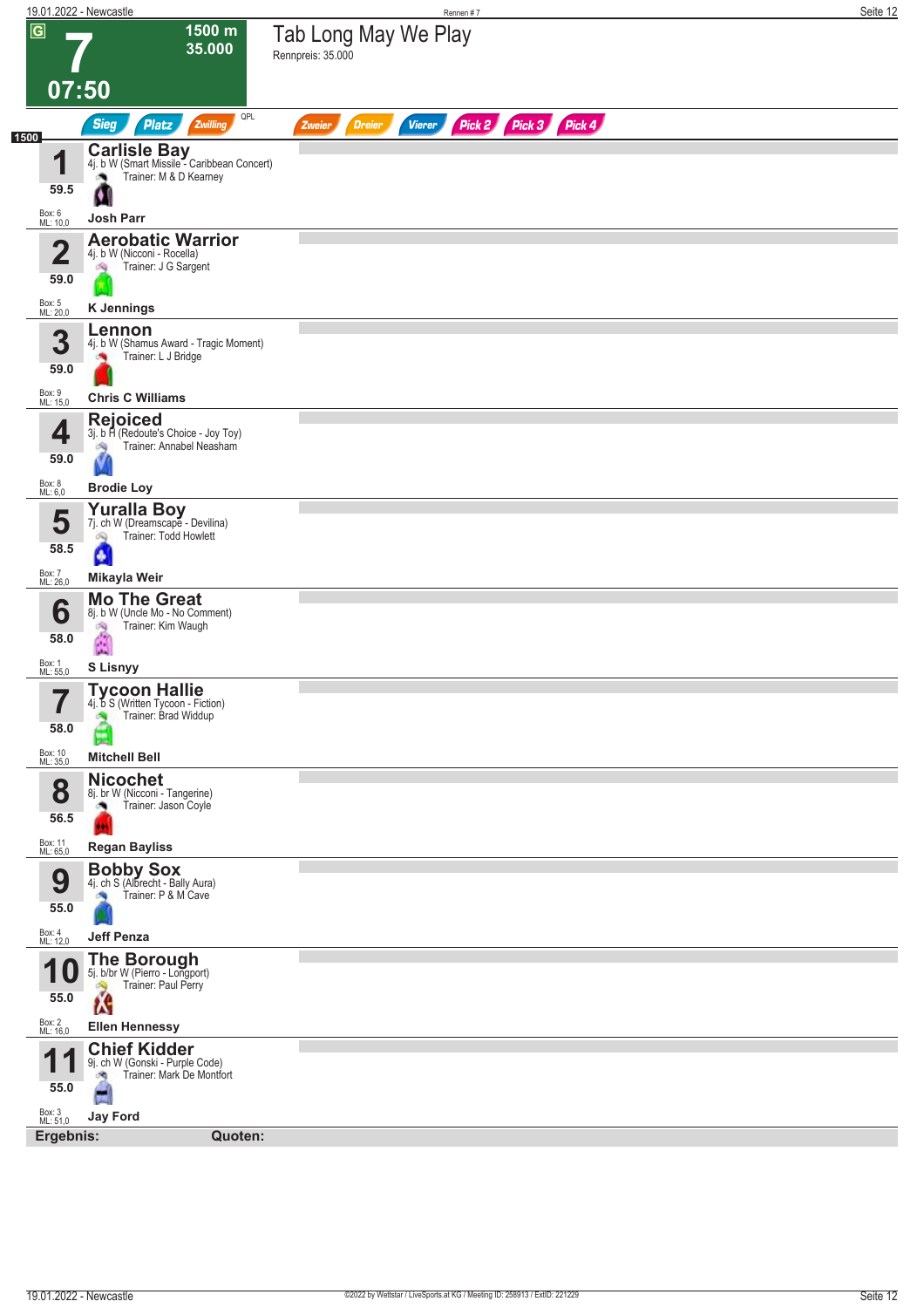# 7 — 07:50

**1500 m — 35.000**

## Tab Long May We Play

Rennpreis: 35.000

Sieg | Platz | Zwilling | QPL | Zweier | Dreier | Vierer | Pick 2 | Pick 3 | Pick 4

1500

| Nr. | Gewicht | Pferd | Box / ML | Jockey |
|---|---|---|---|---|
| 1 | 59.5 | **Carlisle Bay** 4j. b W (Smart Missile - Caribbean Concert) Trainer: M & D Kearney | Box: 6 ML: 10,0 | Josh Parr |
| 2 | 59.0 | **Aerobatic Warrior** 4j. b W (Nicconi - Rocella) Trainer: J G Sargent | Box: 5 ML: 20,0 | K Jennings |
| 3 | 59.0 | **Lennon** 4j. b W (Shamus Award - Tragic Moment) Trainer: L J Bridge | Box: 9 ML: 15,0 | Chris C Williams |
| 4 | 59.0 | **Rejoiced** 3j. b H (Redoute's Choice - Joy Toy) Trainer: Annabel Neasham | Box: 8 ML: 6,0 | Brodie Loy |
| 5 | 58.5 | **Yuralla Boy** 7j. ch W (Dreamscape - Devilina) Trainer: Todd Howlett | Box: 7 ML: 26,0 | Mikayla Weir |
| 6 | 58.0 | **Mo The Great** 8j. b W (Uncle Mo - No Comment) Trainer: Kim Waugh | Box: 1 ML: 55,0 | S Lisnyy |
| 7 | 58.0 | **Tycoon Hallie** 4j. b S (Written Tycoon - Fiction) Trainer: Brad Widdup | Box: 10 ML: 35,0 | Mitchell Bell |
| 8 | 56.5 | **Nicochet** 8j. br W (Nicconi - Tangerine) Trainer: Jason Coyle | Box: 11 ML: 65,0 | Regan Bayliss |
| 9 | 55.0 | **Bobby Sox** 4j. ch S (Albrecht - Bally Aura) Trainer: P & M Cave | Box: 4 ML: 12,0 | Jeff Penza |
| 10 | 55.0 | **The Borough** 5j. b/br W (Pierro - Longport) Trainer: Paul Perry | Box: 2 ML: 16,0 | Ellen Hennessy |
| 11 | 55.0 | **Chief Kidder** 9j. ch W (Gonski - Purple Code) Trainer: Mark De Montfort | Box: 3 ML: 51,0 | Jay Ford |

**Ergebnis:** **Quoten:**

©2022 by Wettstar / LiveSports.at KG / Meeting ID: 258913 / ExtID: 221229